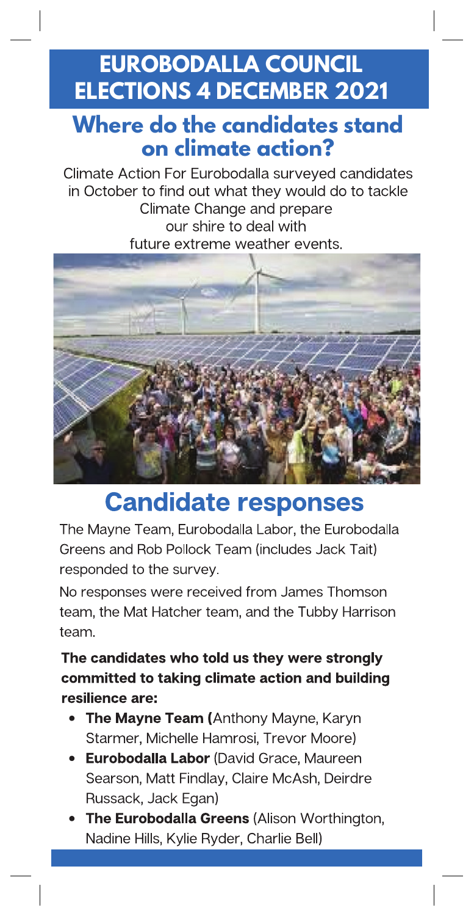# EUROBODALLA COUNCIL ELECTIONS 4 DECEMBER 2021

## Where do the candidates stand on climate action?

Climate Action For Eurobodalla surveyed candidates in October to find out what they would do to tackle Climate Change and prepare our shire to deal with future extreme weather events.

## Candidate responses

The Mayne Team, Eurobodalla Labor, the Eurobodalla Greens and Rob Pollock Team (includes Jack Tait) responded to the survey.

No responses were received from James Thomson team, the Mat Hatcher team, and the Tubby Harrison team.

**The candidates who told us they were strongly committed to taking climate action and building resilience are:**

- **The Mayne Team (**Anthony Mayne, Karyn Starmer, Michelle Hamrosi, Trevor Moore)
- **Eurobodalla Labor** (David Grace, Maureen Searson, Matt Findlay, Claire McAsh, Deirdre Russack, Jack Egan)
- **The Eurobodalla Greens** (Alison Worthington, Nadine Hills, Kylie Ryder, Charlie Bell)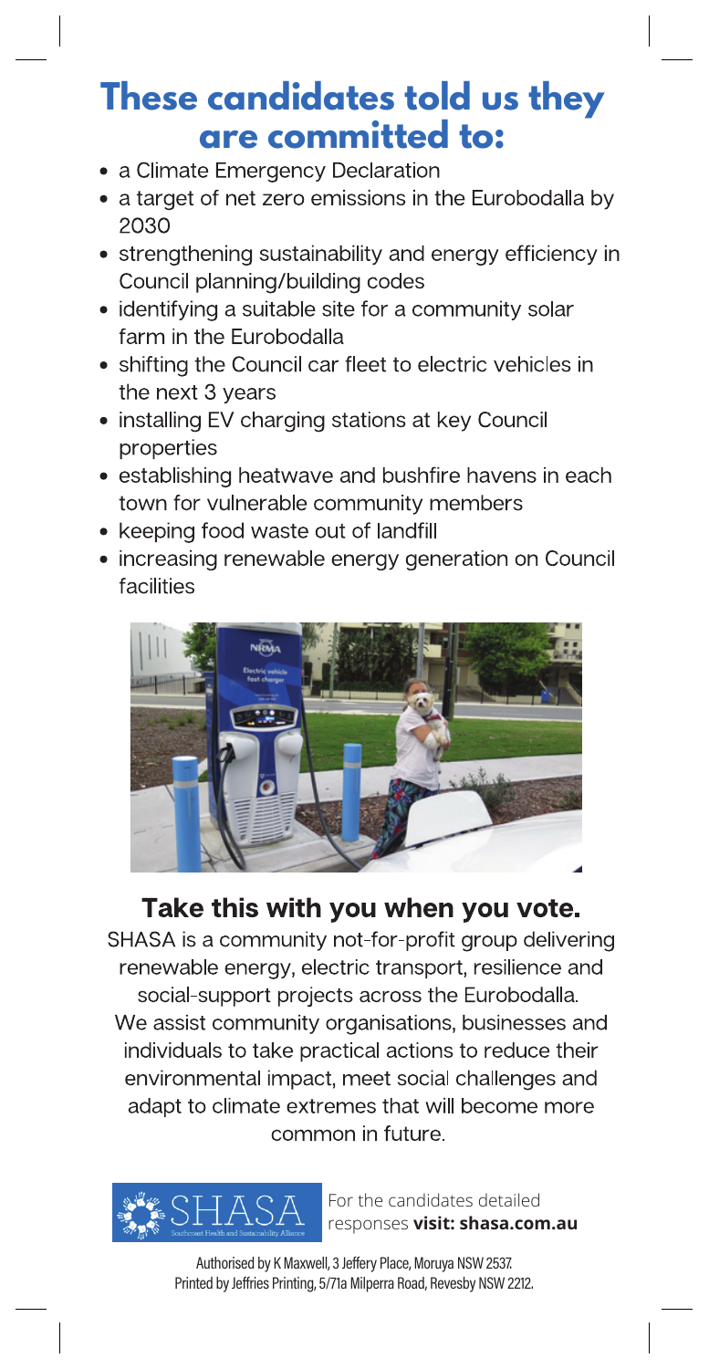# These candidates told us they are committed to:

- a Climate Emergency Declaration
- a target of net zero emissions in the Eurobodalla by 2030
- strengthening sustainability and energy efficiency in Council planning/building codes
- identifying a suitable site for a community solar farm in the Eurobodalla
- shifting the Council car fleet to electric vehicles in the next 3 years
- installing EV charging stations at key Council properties
- establishing heatwave and bushfire havens in each town for vulnerable community members
- keeping food waste out of landfill
- increasing renewable energy generation on Council facilities

## Take this with you when you vote.

SHASA is a community not-for-profit group delivering renewable energy, electric transport, resilience and social-support projects across the Eurobodalla. We assist community organisations, businesses and individuals to take practical actions to reduce their environmental impact, meet social challenges and adapt to climate extremes that will become more common in future.

SHASA
Southcoast Health and Sustainability Alliance

For the candidates detailed responses **visit: shasa.com.au**

Authorised by K Maxwell, 3 Jeffery Place, Moruya NSW 2537.
Printed by Jeffries Printing, 5/71a Milperra Road, Revesby NSW 2212.